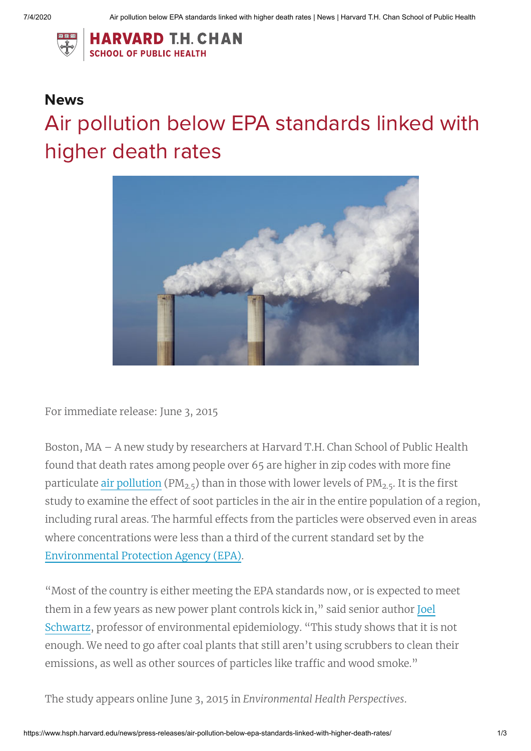HARVARD T.H. CHAN
SCHOOL OF PUBLIC HEALTH

## News

# Air pollution below EPA standards linked with higher death rates

For immediate release: June 3, 2015

Boston, MA – A new study by researchers at Harvard T.H. Chan School of Public Health found that death rates among people over 65 are higher in zip codes with more fine particulate air pollution ($PM_{2.5}$) than in those with lower levels of $PM_{2.5}$. It is the first study to examine the effect of soot particles in the air in the entire population of a region, including rural areas. The harmful effects from the particles were observed even in areas where concentrations were less than a third of the current standard set by the Environmental Protection Agency (EPA).

"Most of the country is either meeting the EPA standards now, or is expected to meet them in a few years as new power plant controls kick in," said senior author Joel Schwartz, professor of environmental epidemiology. "This study shows that it is not enough. We need to go after coal plants that still aren't using scrubbers to clean their emissions, as well as other sources of particles like traffic and wood smoke."

The study appears online June 3, 2015 in *Environmental Health Perspectives*.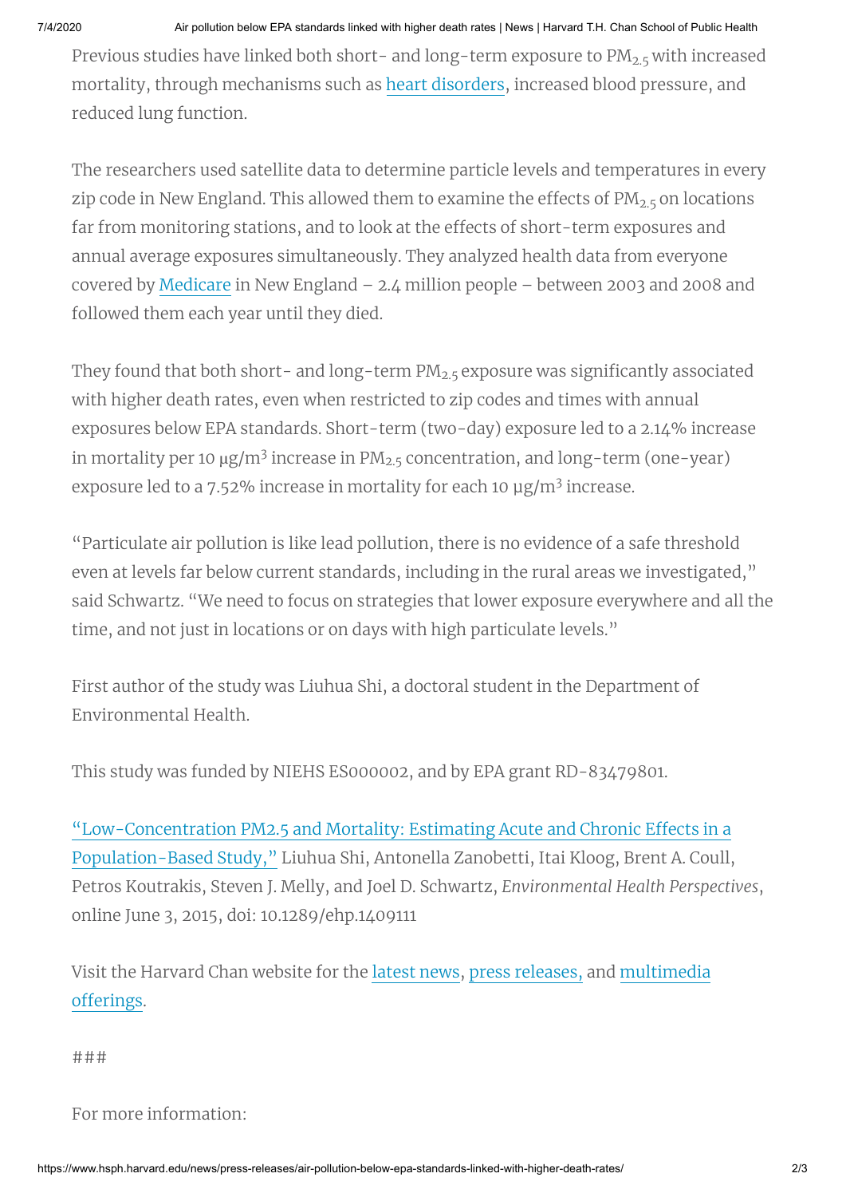Previous studies have linked both short- and long-term exposure to $PM_{2.5}$ with increased mortality, through mechanisms such as heart disorders, increased blood pressure, and reduced lung function.

The researchers used satellite data to determine particle levels and temperatures in every zip code in New England. This allowed them to examine the effects of $PM_{2.5}$ on locations far from monitoring stations, and to look at the effects of short-term exposures and annual average exposures simultaneously. They analyzed health data from everyone covered by Medicare in New England – 2.4 million people – between 2003 and 2008 and followed them each year until they died.

They found that both short- and long-term $PM_{2.5}$ exposure was significantly associated with higher death rates, even when restricted to zip codes and times with annual exposures below EPA standards. Short-term (two-day) exposure led to a 2.14% increase in mortality per 10 $\mu g/m^3$ increase in $PM_{2.5}$ concentration, and long-term (one-year) exposure led to a 7.52% increase in mortality for each 10 $\mu g/m^3$ increase.

"Particulate air pollution is like lead pollution, there is no evidence of a safe threshold even at levels far below current standards, including in the rural areas we investigated," said Schwartz. "We need to focus on strategies that lower exposure everywhere and all the time, and not just in locations or on days with high particulate levels."

First author of the study was Liuhua Shi, a doctoral student in the Department of Environmental Health.

This study was funded by NIEHS ES000002, and by EPA grant RD-83479801.

"Low-Concentration PM2.5 and Mortality: Estimating Acute and Chronic Effects in a Population-Based Study," Liuhua Shi, Antonella Zanobetti, Itai Kloog, Brent A. Coull, Petros Koutrakis, Steven J. Melly, and Joel D. Schwartz, *Environmental Health Perspectives*, online June 3, 2015, doi: 10.1289/ehp.1409111

Visit the Harvard Chan website for the latest news, press releases, and multimedia offerings.

###

For more information: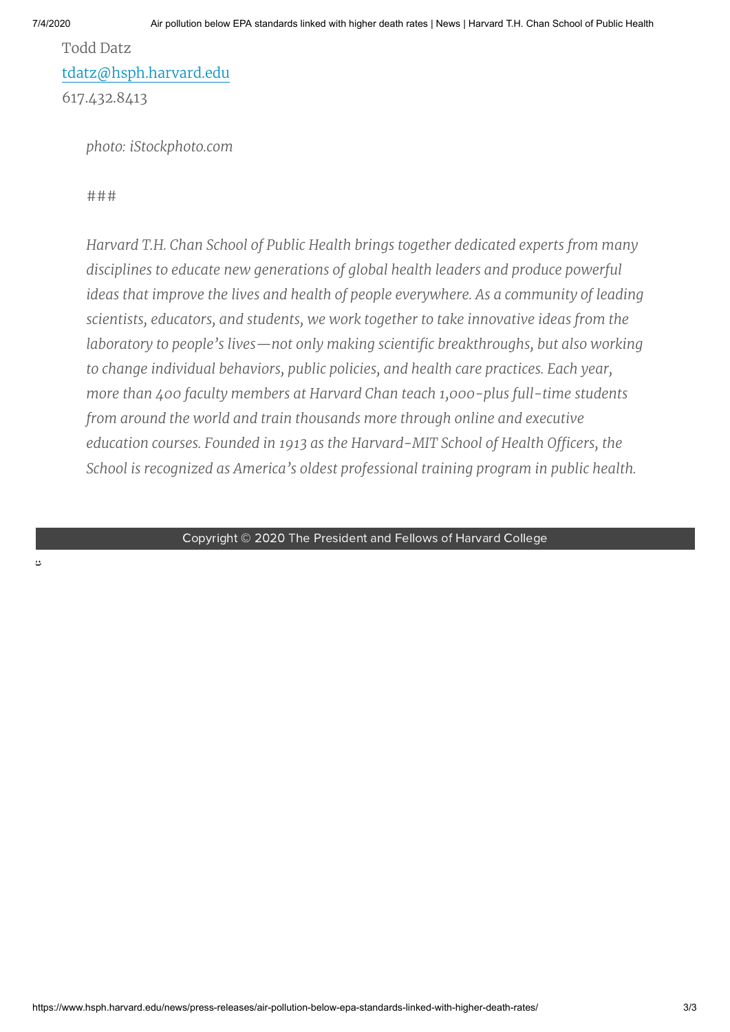Todd Datz
tdatz@hsph.harvard.edu
617.432.8413

*photo: iStockphoto.com*

###

*Harvard T.H. Chan School of Public Health brings together dedicated experts from many disciplines to educate new generations of global health leaders and produce powerful ideas that improve the lives and health of people everywhere. As a community of leading scientists, educators, and students, we work together to take innovative ideas from the laboratory to people's lives—not only making scientific breakthroughs, but also working to change individual behaviors, public policies, and health care practices. Each year, more than 400 faculty members at Harvard Chan teach 1,000-plus full-time students from around the world and train thousands more through online and executive education courses. Founded in 1913 as the Harvard-MIT School of Health Officers, the School is recognized as America's oldest professional training program in public health.*

Copyright © 2020 The President and Fellows of Harvard College